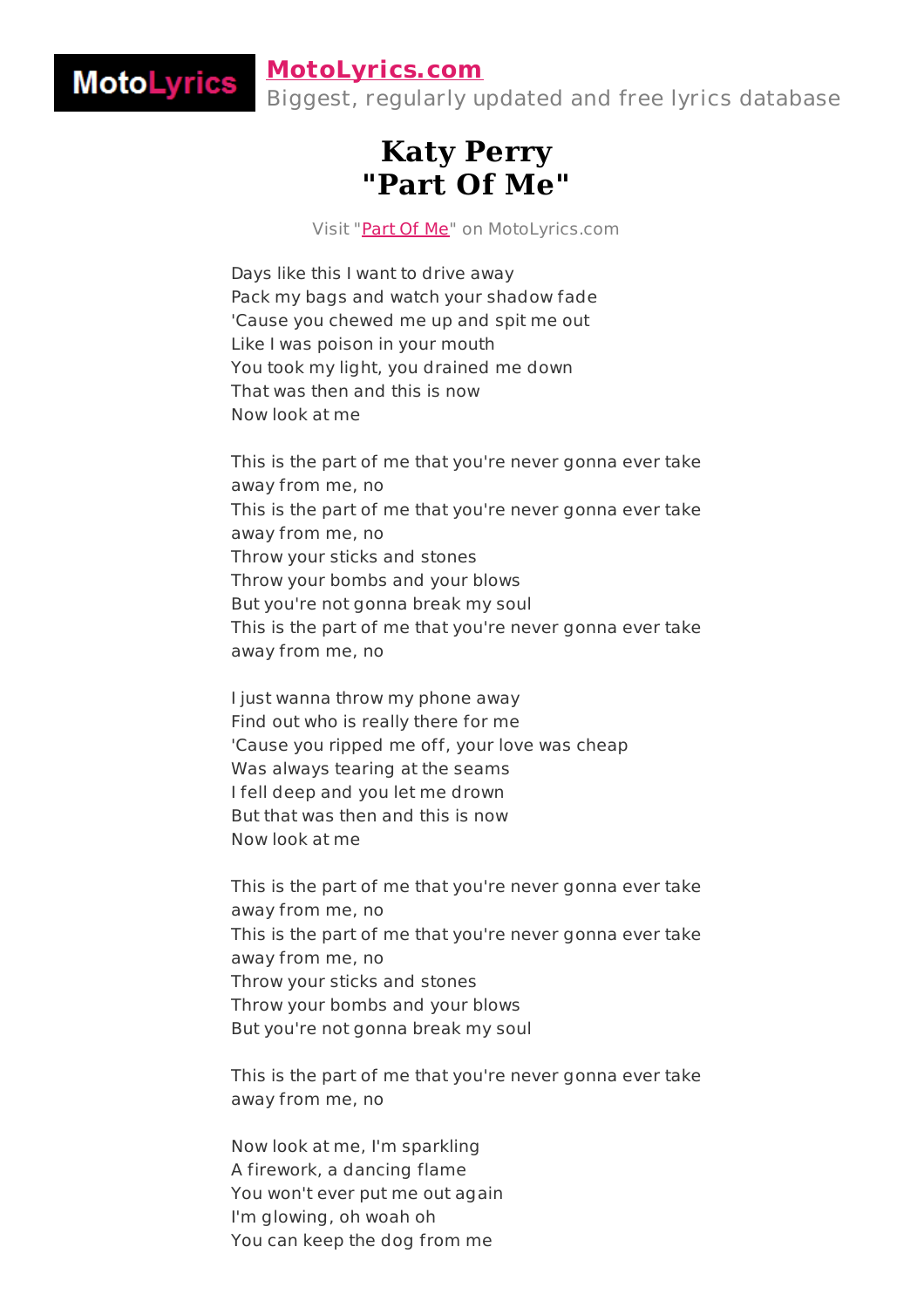**MotoLyrics.com**
Biggest, regularly updated and free lyrics database

# Katy Perry
# "Part Of Me"

Visit "Part Of Me" on MotoLyrics.com

Days like this I want to drive away
Pack my bags and watch your shadow fade
'Cause you chewed me up and spit me out
Like I was poison in your mouth
You took my light, you drained me down
That was then and this is now
Now look at me

This is the part of me that you're never gonna ever take away from me, no
This is the part of me that you're never gonna ever take away from me, no
Throw your sticks and stones
Throw your bombs and your blows
But you're not gonna break my soul
This is the part of me that you're never gonna ever take away from me, no

I just wanna throw my phone away
Find out who is really there for me
'Cause you ripped me off, your love was cheap
Was always tearing at the seams
I fell deep and you let me drown
But that was then and this is now
Now look at me

This is the part of me that you're never gonna ever take away from me, no
This is the part of me that you're never gonna ever take away from me, no
Throw your sticks and stones
Throw your bombs and your blows
But you're not gonna break my soul

This is the part of me that you're never gonna ever take away from me, no

Now look at me, I'm sparkling
A firework, a dancing flame
You won't ever put me out again
I'm glowing, oh woah oh
You can keep the dog from me